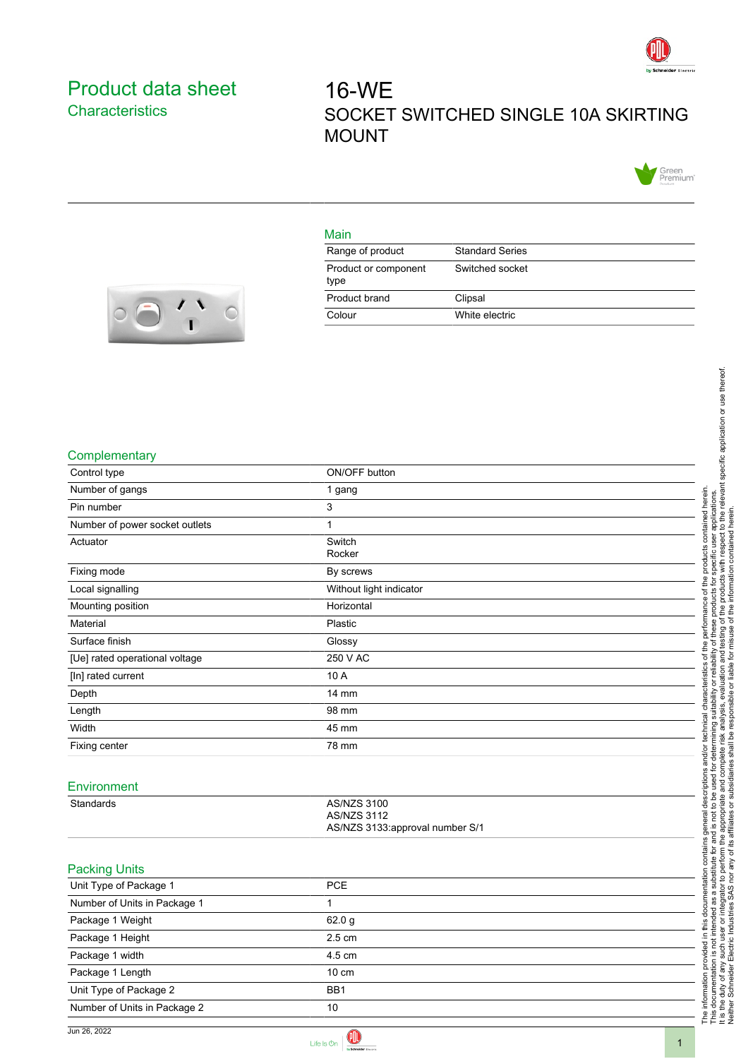# Product data sheet
## Characteristics

# 16-WE
## SOCKET SWITCHED SINGLE 10A SKIRTING MOUNT

### Main

| | |
|---|---|
| Range of product | Standard Series |
| Product or component type | Switched socket |
| Product brand | Clipsal |
| Colour | White electric |

### Complementary

| | |
|---|---|
| Control type | ON/OFF button |
| Number of gangs | 1 gang |
| Pin number | 3 |
| Number of power socket outlets | 1 |
| Actuator | Switch<br>Rocker |
| Fixing mode | By screws |
| Local signalling | Without light indicator |
| Mounting position | Horizontal |
| Material | Plastic |
| Surface finish | Glossy |
| [Ue] rated operational voltage | 250 V AC |
| [In] rated current | 10 A |
| Depth | 14 mm |
| Length | 98 mm |
| Width | 45 mm |
| Fixing center | 78 mm |

### Environment

| | |
|---|---|
| Standards | AS/NZS 3100<br>AS/NZS 3112<br>AS/NZS 3133:approval number S/1 |

### Packing Units

| | |
|---|---|
| Unit Type of Package 1 | PCE |
| Number of Units in Package 1 | 1 |
| Package 1 Weight | 62.0 g |
| Package 1 Height | 2.5 cm |
| Package 1 width | 4.5 cm |
| Package 1 Length | 10 cm |
| Unit Type of Package 2 | BB1 |
| Number of Units in Package 2 | 10 |

The information provided in this documentation contains general descriptions and/or technical characteristics of the performance of the products contained herein. This documentation is not intended as a substitute for and is not to be used for determining suitability or reliability of these products for specific user applications. It is the duty of any such user or integrator to perform the appropriate and complete risk analysis, evaluation and testing of the products with respect to the relevant specific application or use thereof. Neither Schneider Electric Industries SAS nor any of its affiliates or subsidiaries shall be responsible or liable for misuse of the information contained herein.

Jun 26, 2022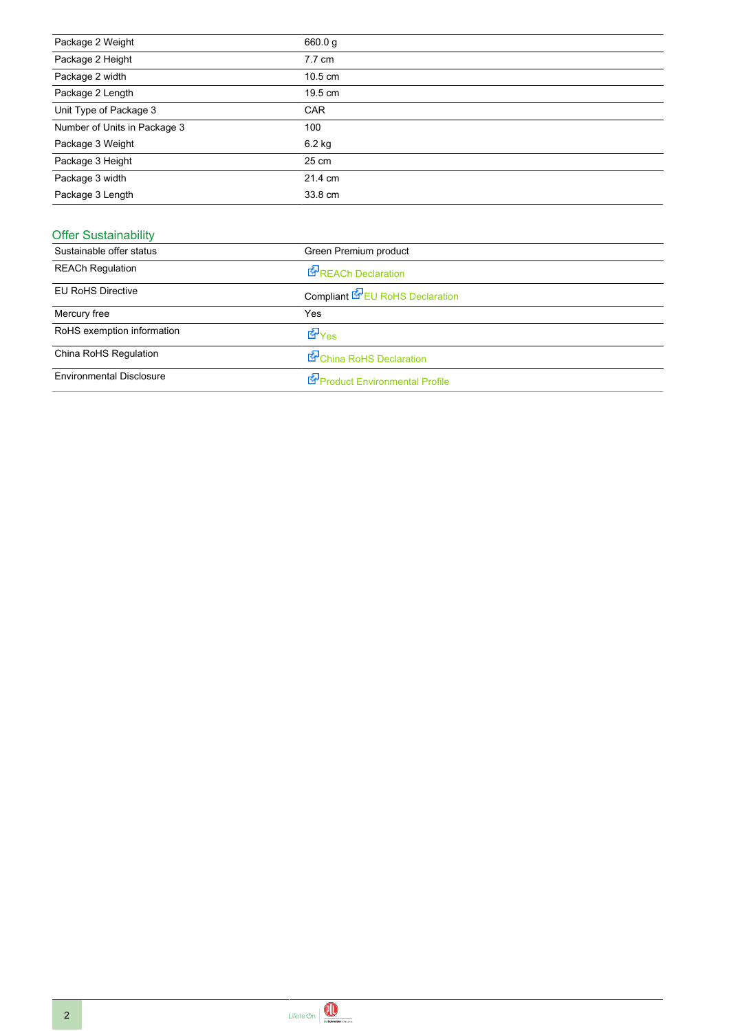| | |
|---|---|
| Package 2 Weight | 660.0 g |
| Package 2 Height | 7.7 cm |
| Package 2 width | 10.5 cm |
| Package 2 Length | 19.5 cm |
| Unit Type of Package 3 | CAR |
| Number of Units in Package 3 | 100 |
| Package 3 Weight | 6.2 kg |
| Package 3 Height | 25 cm |
| Package 3 width | 21.4 cm |
| Package 3 Length | 33.8 cm |

## Offer Sustainability

| | |
|---|---|
| Sustainable offer status | Green Premium product |
| REACh Regulation | REACh Declaration |
| EU RoHS Directive | Compliant EU RoHS Declaration |
| Mercury free | Yes |
| RoHS exemption information | Yes |
| China RoHS Regulation | China RoHS Declaration |
| Environmental Disclosure | Product Environmental Profile |